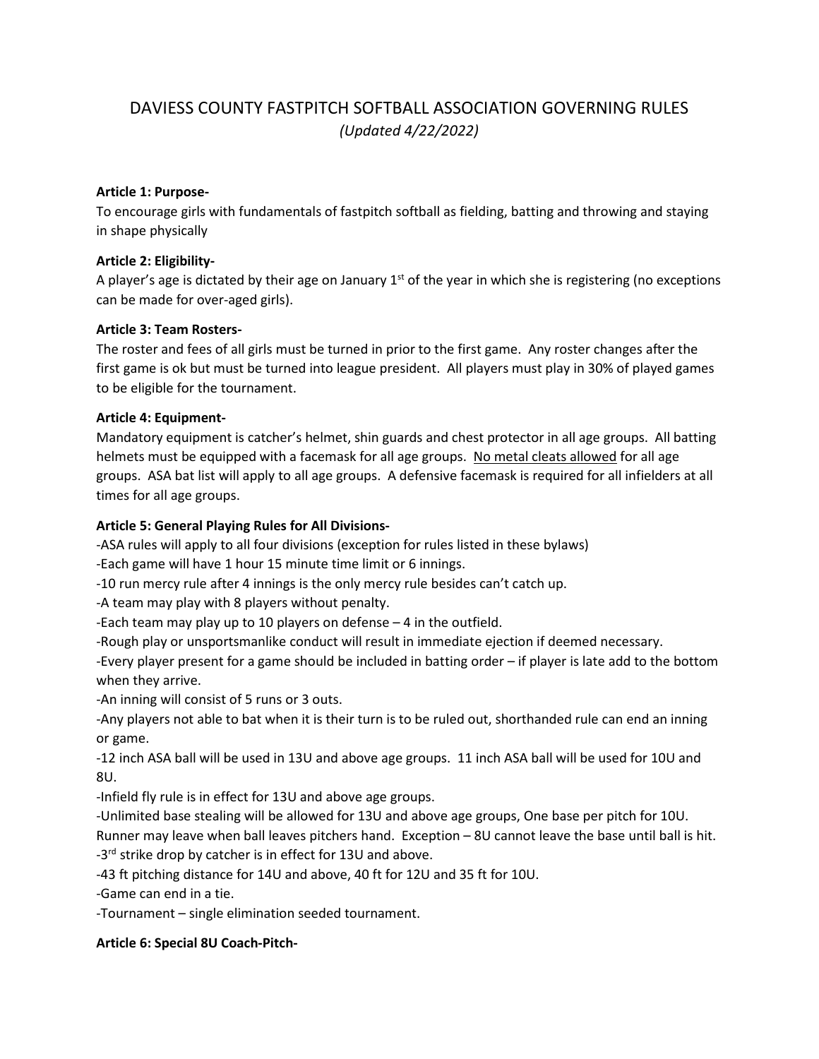# DAVIESS COUNTY FASTPITCH SOFTBALL ASSOCIATION GOVERNING RULES

*(Updated 4/22/2022)*

**Article 1: Purpose-**

To encourage girls with fundamentals of fastpitch softball as fielding, batting and throwing and staying in shape physically

**Article 2: Eligibility-**

A player's age is dictated by their age on January 1st of the year in which she is registering (no exceptions can be made for over-aged girls).

**Article 3: Team Rosters-**

The roster and fees of all girls must be turned in prior to the first game. Any roster changes after the first game is ok but must be turned into league president. All players must play in 30% of played games to be eligible for the tournament.

**Article 4: Equipment-**

Mandatory equipment is catcher's helmet, shin guards and chest protector in all age groups. All batting helmets must be equipped with a facemask for all age groups. <u>No metal cleats allowed</u> for all age groups. ASA bat list will apply to all age groups. A defensive facemask is required for all infielders at all times for all age groups.

**Article 5: General Playing Rules for All Divisions-**

-ASA rules will apply to all four divisions (exception for rules listed in these bylaws)

-Each game will have 1 hour 15 minute time limit or 6 innings.

-10 run mercy rule after 4 innings is the only mercy rule besides can't catch up.

-A team may play with 8 players without penalty.

-Each team may play up to 10 players on defense – 4 in the outfield.

-Rough play or unsportsmanlike conduct will result in immediate ejection if deemed necessary.

-Every player present for a game should be included in batting order – if player is late add to the bottom when they arrive.

-An inning will consist of 5 runs or 3 outs.

-Any players not able to bat when it is their turn is to be ruled out, shorthanded rule can end an inning or game.

-12 inch ASA ball will be used in 13U and above age groups. 11 inch ASA ball will be used for 10U and 8U.

-Infield fly rule is in effect for 13U and above age groups.

-Unlimited base stealing will be allowed for 13U and above age groups, One base per pitch for 10U. Runner may leave when ball leaves pitchers hand. Exception – 8U cannot leave the base until ball is hit.

-3rd strike drop by catcher is in effect for 13U and above.

-43 ft pitching distance for 14U and above, 40 ft for 12U and 35 ft for 10U.

-Game can end in a tie.

-Tournament – single elimination seeded tournament.

**Article 6: Special 8U Coach-Pitch-**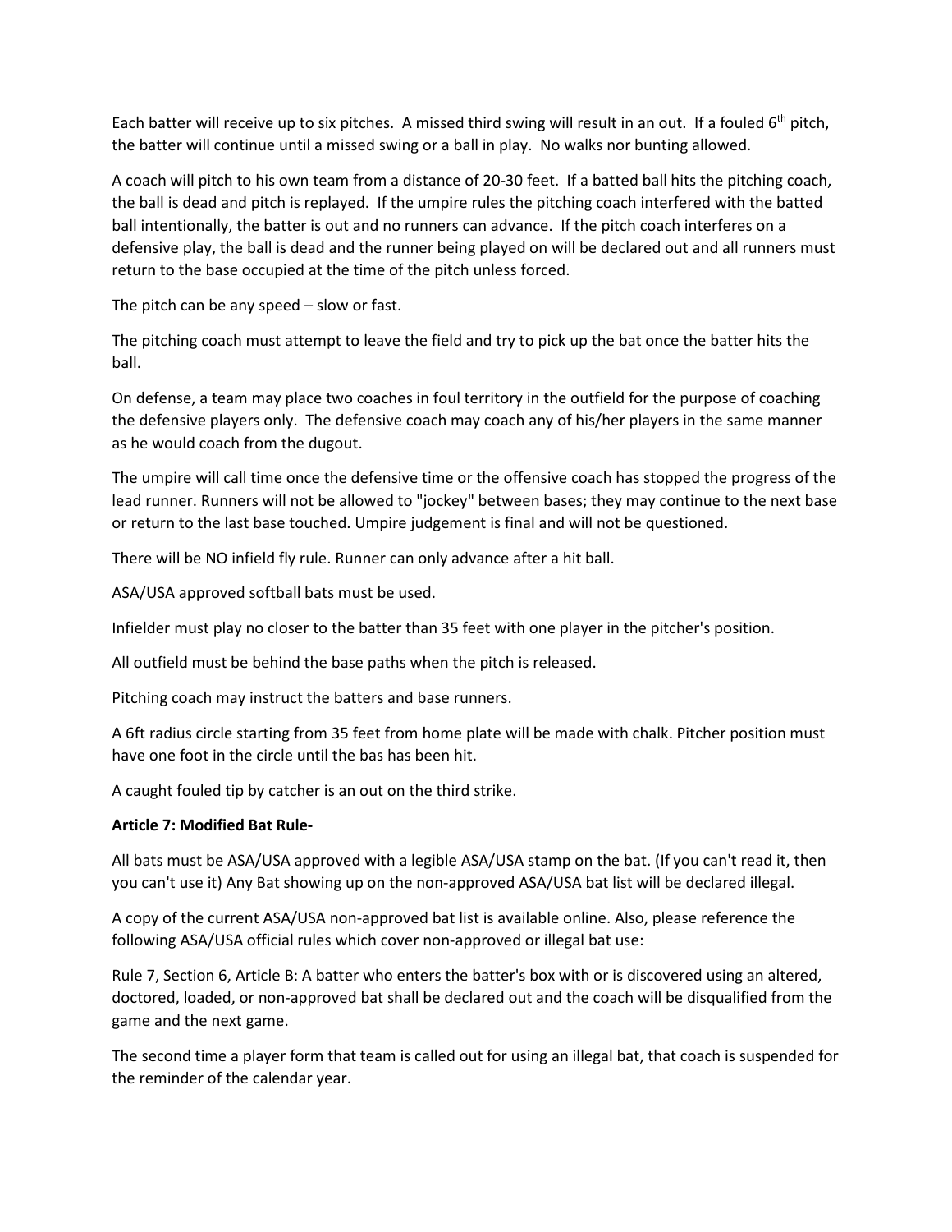Each batter will receive up to six pitches. A missed third swing will result in an out. If a fouled 6th pitch, the batter will continue until a missed swing or a ball in play. No walks nor bunting allowed.

A coach will pitch to his own team from a distance of 20-30 feet. If a batted ball hits the pitching coach, the ball is dead and pitch is replayed. If the umpire rules the pitching coach interfered with the batted ball intentionally, the batter is out and no runners can advance. If the pitch coach interferes on a defensive play, the ball is dead and the runner being played on will be declared out and all runners must return to the base occupied at the time of the pitch unless forced.

The pitch can be any speed – slow or fast.

The pitching coach must attempt to leave the field and try to pick up the bat once the batter hits the ball.

On defense, a team may place two coaches in foul territory in the outfield for the purpose of coaching the defensive players only. The defensive coach may coach any of his/her players in the same manner as he would coach from the dugout.

The umpire will call time once the defensive time or the offensive coach has stopped the progress of the lead runner. Runners will not be allowed to "jockey" between bases; they may continue to the next base or return to the last base touched. Umpire judgement is final and will not be questioned.

There will be NO infield fly rule. Runner can only advance after a hit ball.

ASA/USA approved softball bats must be used.

Infielder must play no closer to the batter than 35 feet with one player in the pitcher's position.

All outfield must be behind the base paths when the pitch is released.

Pitching coach may instruct the batters and base runners.

A 6ft radius circle starting from 35 feet from home plate will be made with chalk. Pitcher position must have one foot in the circle until the bas has been hit.

A caught fouled tip by catcher is an out on the third strike.

**Article 7: Modified Bat Rule-**

All bats must be ASA/USA approved with a legible ASA/USA stamp on the bat. (If you can't read it, then you can't use it) Any Bat showing up on the non-approved ASA/USA bat list will be declared illegal.

A copy of the current ASA/USA non-approved bat list is available online. Also, please reference the following ASA/USA official rules which cover non-approved or illegal bat use:

Rule 7, Section 6, Article B: A batter who enters the batter's box with or is discovered using an altered, doctored, loaded, or non-approved bat shall be declared out and the coach will be disqualified from the game and the next game.

The second time a player form that team is called out for using an illegal bat, that coach is suspended for the reminder of the calendar year.